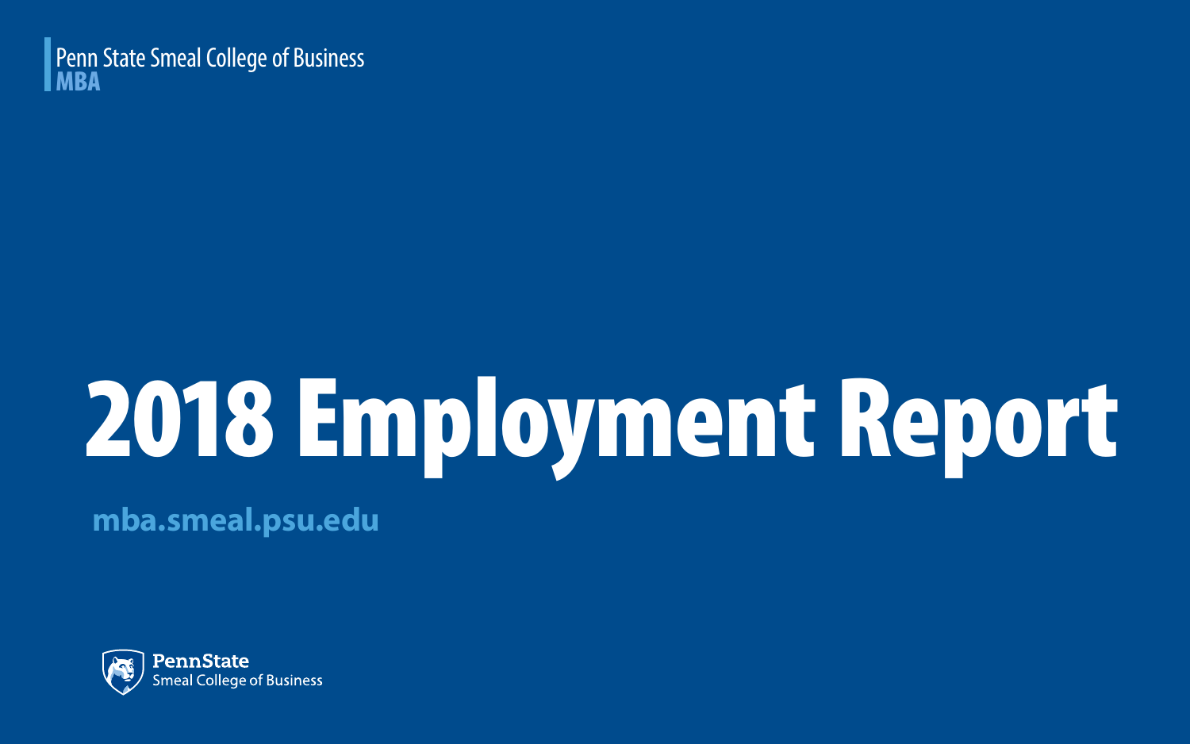Penn State Smeal College of Business
**MBA**

# 2018 Employment Report

**mba.smeal.psu.edu**

**PennState**
Smeal College of Business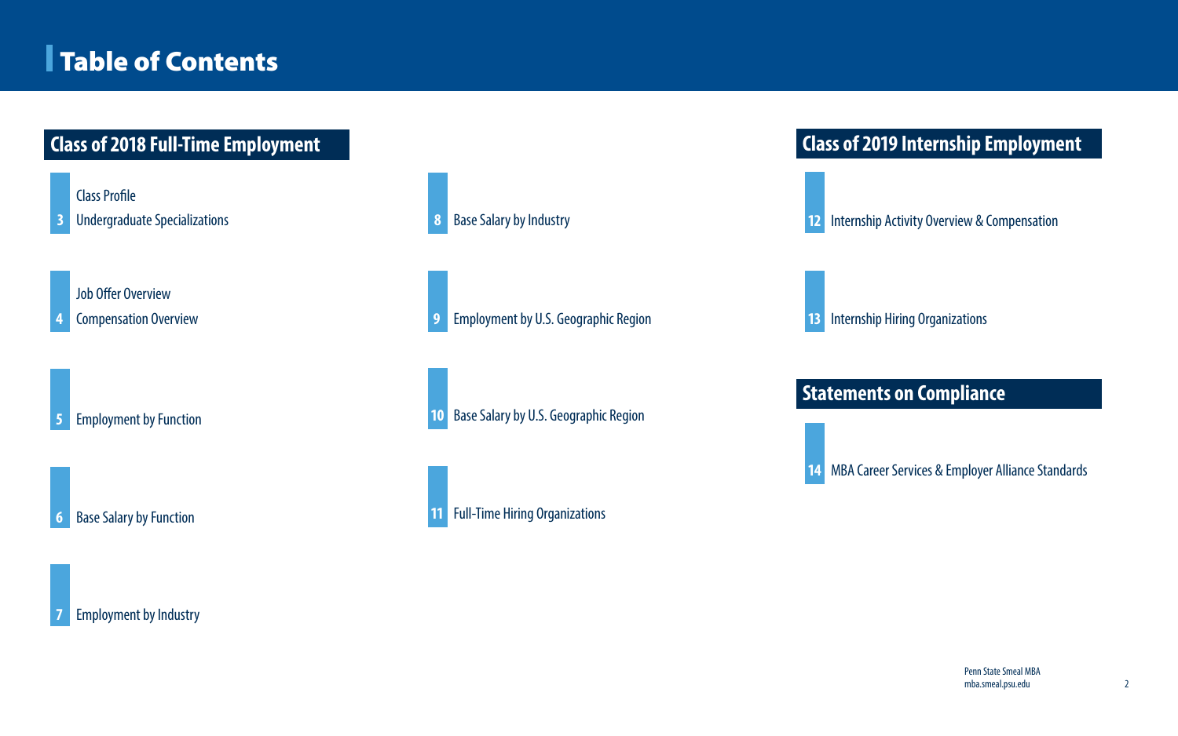# Table of Contents

## Class of 2018 Full-Time Employment

- **3** Class Profile / Undergraduate Specializations
- **4** Job Offer Overview / Compensation Overview
- **5** Employment by Function
- **6** Base Salary by Function
- **7** Employment by Industry
- **8** Base Salary by Industry
- **9** Employment by U.S. Geographic Region
- **10** Base Salary by U.S. Geographic Region
- **11** Full-Time Hiring Organizations

## Class of 2019 Internship Employment

- **12** Internship Activity Overview & Compensation
- **13** Internship Hiring Organizations

## Statements on Compliance

- **14** MBA Career Services & Employer Alliance Standards

Penn State Smeal MBA
mba.smeal.psu.edu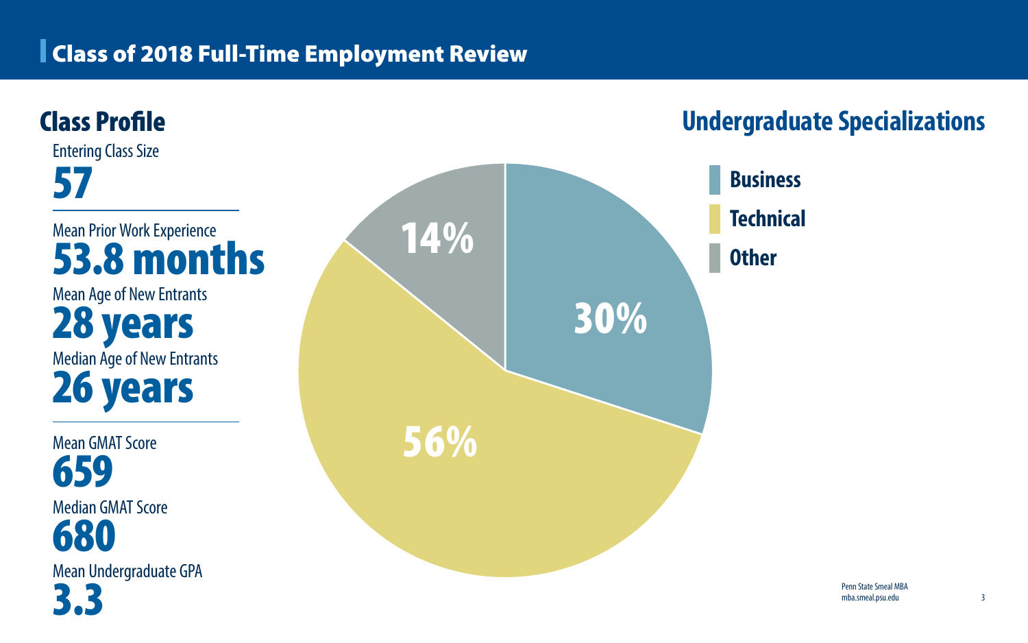# Class of 2018 Full-Time Employment Review

## Class Profile

Entering Class Size
**57**

Mean Prior Work Experience
**53.8 months**

Mean Age of New Entrants
**28 years**

Median Age of New Entrants
**26 years**

Mean GMAT Score
**659**

Median GMAT Score
**680**

Mean Undergraduate GPA
**3.3**

## Undergraduate Specializations

| Specialization | Percentage |
| --- | --- |
| Business | 30% |
| Technical | 56% |
| Other | 14% |

Penn State Smeal MBA
mba.smeal.psu.edu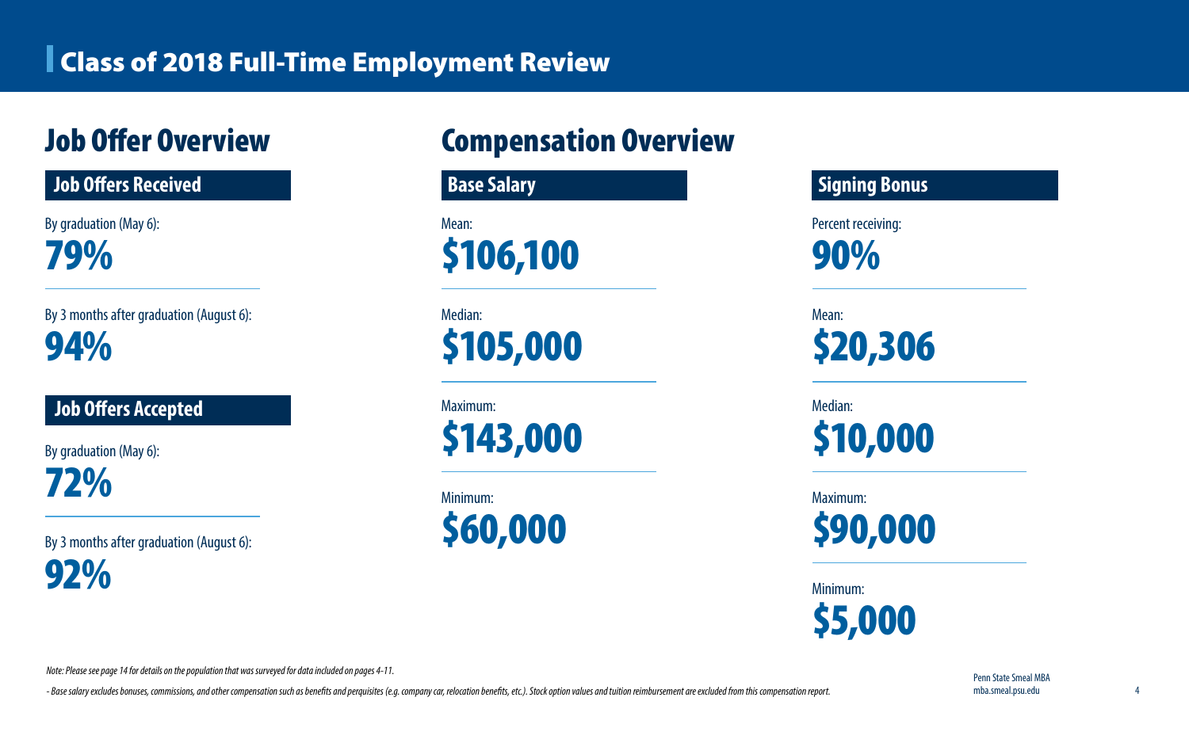# Class of 2018 Full-Time Employment Review

## Job Offer Overview

### Job Offers Received

By graduation (May 6):

**79%**

By 3 months after graduation (August 6):

**94%**

### Job Offers Accepted

By graduation (May 6):

**72%**

By 3 months after graduation (August 6):

**92%**

## Compensation Overview

### Base Salary

Mean:

**$106,100**

Median:

**$105,000**

Maximum:

**$143,000**

Minimum:

**$60,000**

### Signing Bonus

Percent receiving:

**90%**

Mean:

**$20,306**

Median:

**$10,000**

Maximum:

**$90,000**

Minimum:

**$5,000**

*Note: Please see page 14 for details on the population that was surveyed for data included on pages 4-11.*

*- Base salary excludes bonuses, commissions, and other compensation such as benefits and perquisites (e.g. company car, relocation benefits, etc.). Stock option values and tuition reimbursement are excluded from this compensation report.*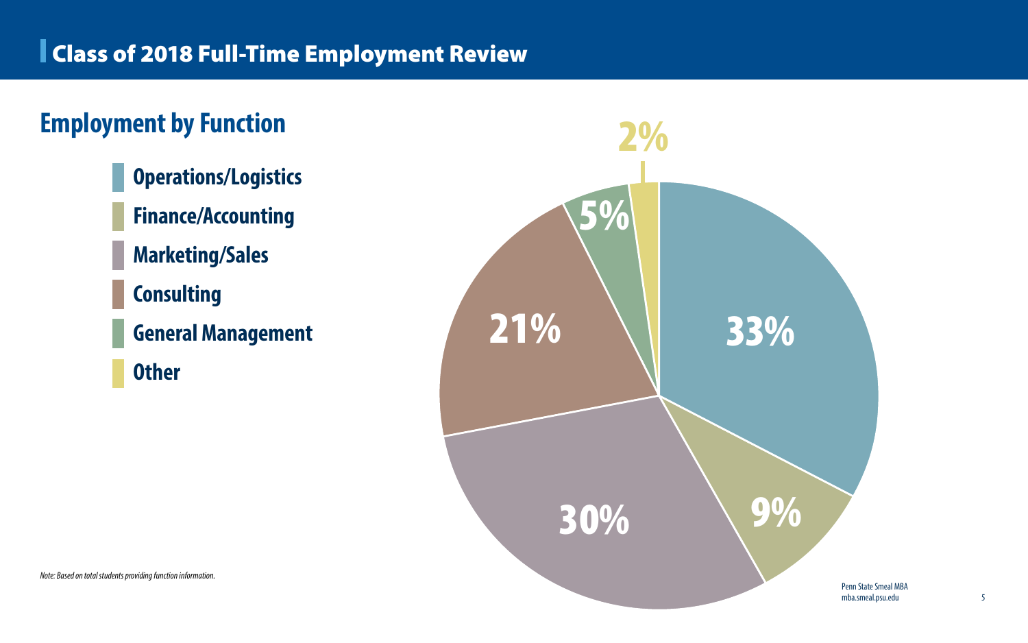# Class of 2018 Full-Time Employment Review

## Employment by Function

- Operations/Logistics
- Finance/Accounting
- Marketing/Sales
- Consulting
- General Management
- Other

| Function | Percentage |
|---|---|
| Operations/Logistics | 33% |
| Finance/Accounting | 9% |
| Marketing/Sales | 30% |
| Consulting | 21% |
| General Management | 5% |
| Other | 2% |

*Note: Based on total students providing function information.*

Penn State Smeal MBA
mba.smeal.psu.edu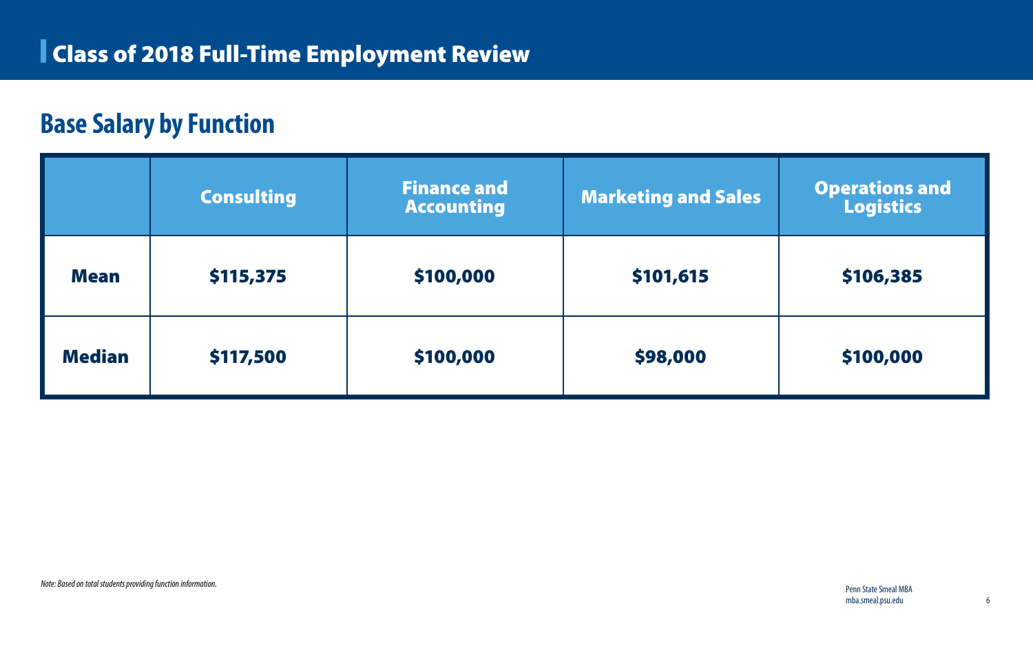# Class of 2018 Full-Time Employment Review

## Base Salary by Function

| | Consulting | Finance and Accounting | Marketing and Sales | Operations and Logistics |
|---|---|---|---|---|
| **Mean** | $115,375 | $100,000 | $101,615 | $106,385 |
| **Median** | $117,500 | $100,000 | $98,000 | $100,000 |

*Note: Based on total students providing function information.*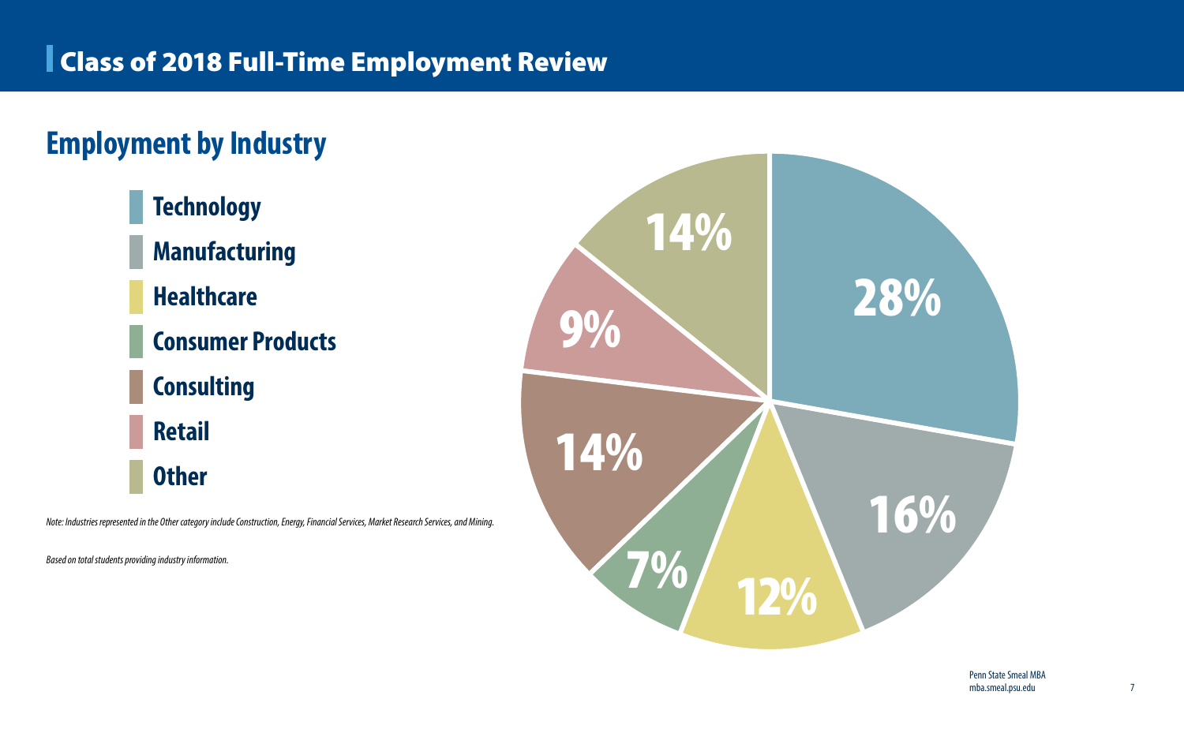# Class of 2018 Full-Time Employment Review

## Employment by Industry

| Industry | Percentage |
|---|---|
| Technology | 28% |
| Manufacturing | 16% |
| Healthcare | 12% |
| Consumer Products | 7% |
| Consulting | 14% |
| Retail | 9% |
| Other | 14% |

*Note: Industries represented in the Other category include Construction, Energy, Financial Services, Market Research Services, and Mining.*

*Based on total students providing industry information.*

Penn State Smeal MBA
mba.smeal.psu.edu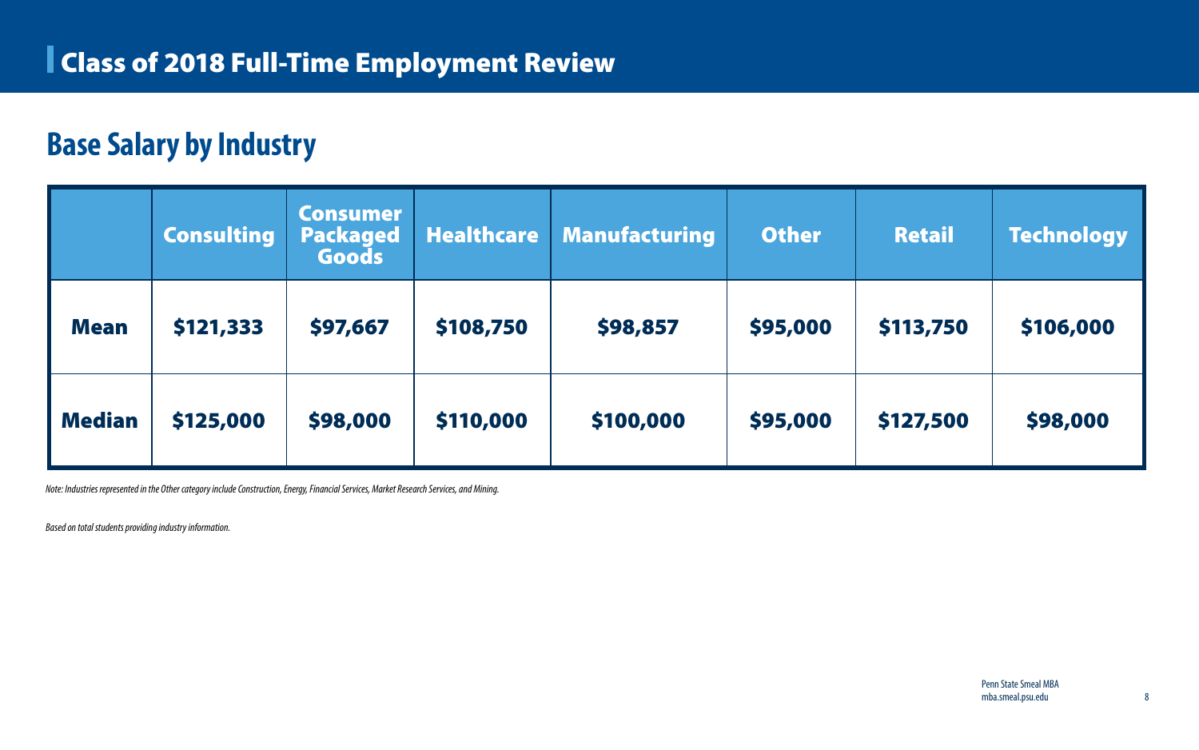# Class of 2018 Full-Time Employment Review

## Base Salary by Industry

| | Consulting | Consumer Packaged Goods | Healthcare | Manufacturing | Other | Retail | Technology |
|---|---|---|---|---|---|---|---|
| **Mean** | $121,333 | $97,667 | $108,750 | $98,857 | $95,000 | $113,750 | $106,000 |
| **Median** | $125,000 | $98,000 | $110,000 | $100,000 | $95,000 | $127,500 | $98,000 |

*Note: Industries represented in the Other category include Construction, Energy, Financial Services, Market Research Services, and Mining.*

*Based on total students providing industry information.*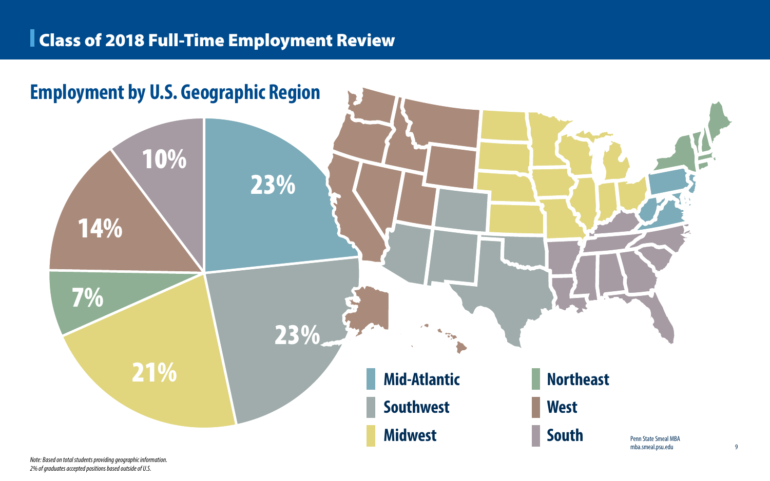# Class of 2018 Full-Time Employment Review

## Employment by U.S. Geographic Region

| Region | Percentage |
|---|---|
| Mid-Atlantic | 23% |
| Southwest | 23% |
| Midwest | 21% |
| Northeast | 7% |
| West | 14% |
| South | 10% |

*Note: Based on total students providing geographic information.*
*2% of graduates accepted positions based outside of U.S.*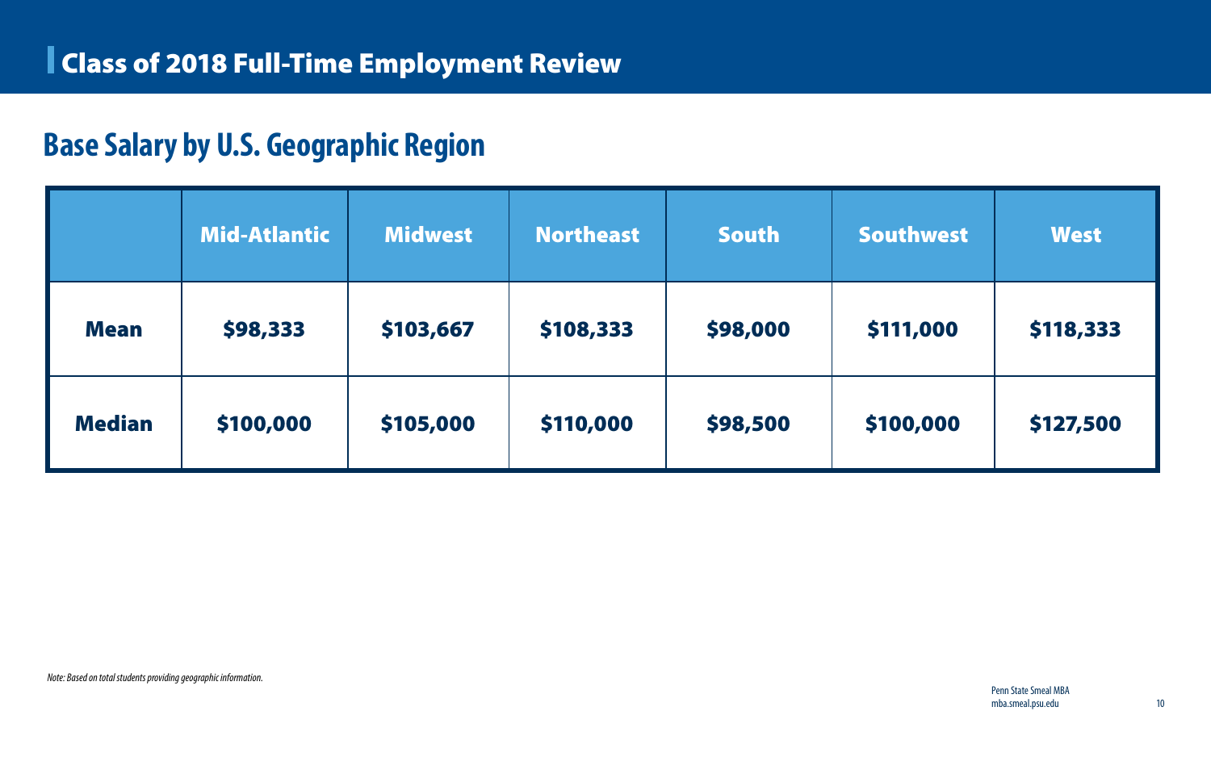# Class of 2018 Full-Time Employment Review

## Base Salary by U.S. Geographic Region

| | Mid-Atlantic | Midwest | Northeast | South | Southwest | West |
|---|---|---|---|---|---|---|
| **Mean** | $98,333 | $103,667 | $108,333 | $98,000 | $111,000 | $118,333 |
| **Median** | $100,000 | $105,000 | $110,000 | $98,500 | $100,000 | $127,500 |

*Note: Based on total students providing geographic information.*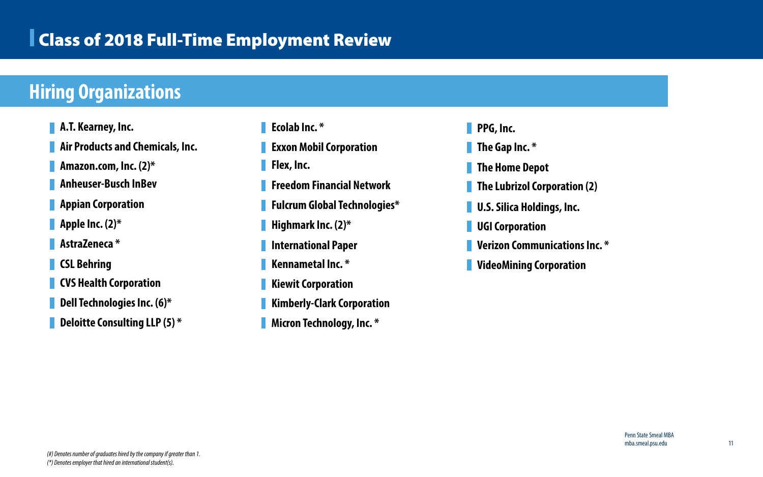# Class of 2018 Full-Time Employment Review

## Hiring Organizations

- A.T. Kearney, Inc.
- Air Products and Chemicals, Inc.
- Amazon.com, Inc. (2)*
- Anheuser-Busch InBev
- Appian Corporation
- Apple Inc. (2)*
- AstraZeneca *
- CSL Behring
- CVS Health Corporation
- Dell Technologies Inc. (6)*
- Deloitte Consulting LLP (5) *
- Ecolab Inc. *
- Exxon Mobil Corporation
- Flex, Inc.
- Freedom Financial Network
- Fulcrum Global Technologies*
- Highmark Inc. (2)*
- International Paper
- Kennametal Inc. *
- Kiewit Corporation
- Kimberly-Clark Corporation
- Micron Technology, Inc. *
- PPG, Inc.
- The Gap Inc. *
- The Home Depot
- The Lubrizol Corporation (2)
- U.S. Silica Holdings, Inc.
- UGI Corporation
- Verizon Communications Inc. *
- VideoMining Corporation

*(#) Denotes number of graduates hired by the company if greater than 1.*
*(*) Denotes employer that hired an international student(s).*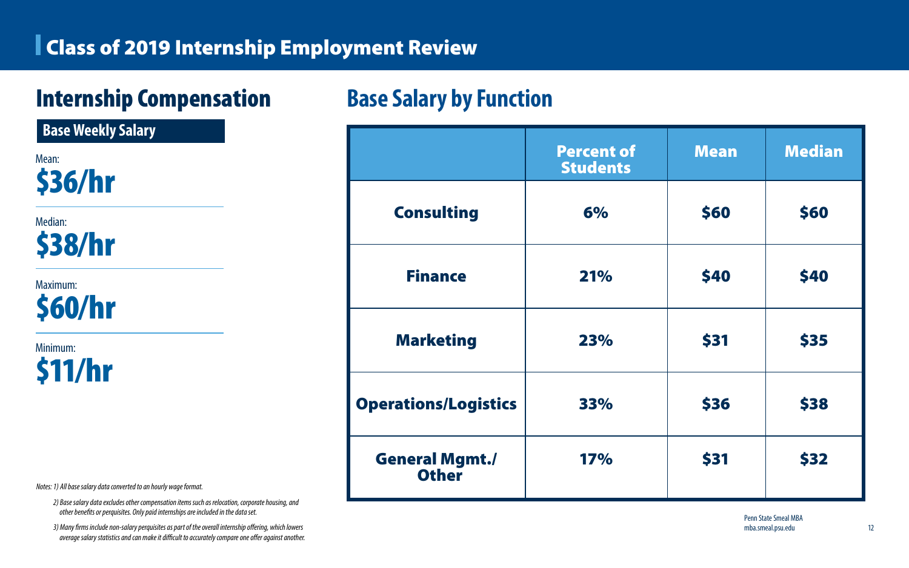# Class of 2019 Internship Employment Review

## Internship Compensation

### Base Weekly Salary

Mean:
**$36/hr**

Median:
**$38/hr**

Maximum:
**$60/hr**

Minimum:
**$11/hr**

*Notes: 1) All base salary data converted to an hourly wage format.*

*2) Base salary data excludes other compensation items such as relocation, corporate housing, and other benefits or perquisites. Only paid internships are included in the data set.*

*3) Many firms include non-salary perquisites as part of the overall internship offering, which lowers average salary statistics and can make it difficult to accurately compare one offer against another.*

## Base Salary by Function

| | Percent of Students | Mean | Median |
|---|---|---|---|
| **Consulting** | 6% | $60 | $60 |
| **Finance** | 21% | $40 | $40 |
| **Marketing** | 23% | $31 | $35 |
| **Operations/Logistics** | 33% | $36 | $38 |
| **General Mgmt./ Other** | 17% | $31 | $32 |

Penn State Smeal MBA
mba.smeal.psu.edu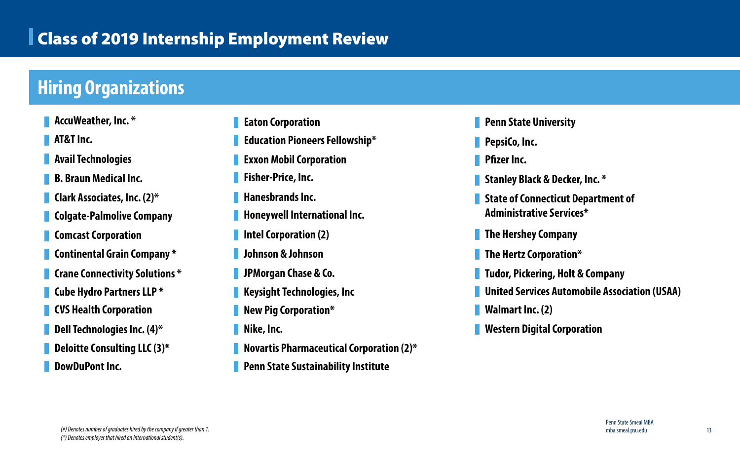# Class of 2019 Internship Employment Review

## Hiring Organizations

- **AccuWeather, Inc. ***
- **AT&T Inc.**
- **Avail Technologies**
- **B. Braun Medical Inc.**
- **Clark Associates, Inc. (2)***
- **Colgate-Palmolive Company**
- **Comcast Corporation**
- **Continental Grain Company ***
- **Crane Connectivity Solutions ***
- **Cube Hydro Partners LLP ***
- **CVS Health Corporation**
- **Dell Technologies Inc. (4)***
- **Deloitte Consulting LLC (3)***
- **DowDuPont Inc.**
- **Eaton Corporation**
- **Education Pioneers Fellowship***
- **Exxon Mobil Corporation**
- **Fisher-Price, Inc.**
- **Hanesbrands Inc.**
- **Honeywell International Inc.**
- **Intel Corporation (2)**
- **Johnson & Johnson**
- **JPMorgan Chase & Co.**
- **Keysight Technologies, Inc**
- **New Pig Corporation***
- **Nike, Inc.**
- **Novartis Pharmaceutical Corporation (2)***
- **Penn State Sustainability Institute**
- **Penn State University**
- **PepsiCo, Inc.**
- **Pfizer Inc.**
- **Stanley Black & Decker, Inc. ***
- **State of Connecticut Department of Administrative Services***
- **The Hershey Company**
- **The Hertz Corporation***
- **Tudor, Pickering, Holt & Company**
- **United Services Automobile Association (USAA)**
- **Walmart Inc. (2)**
- **Western Digital Corporation**

*(#) Denotes number of graduates hired by the company if greater than 1.*
*(*) Denotes employer that hired an international student(s).*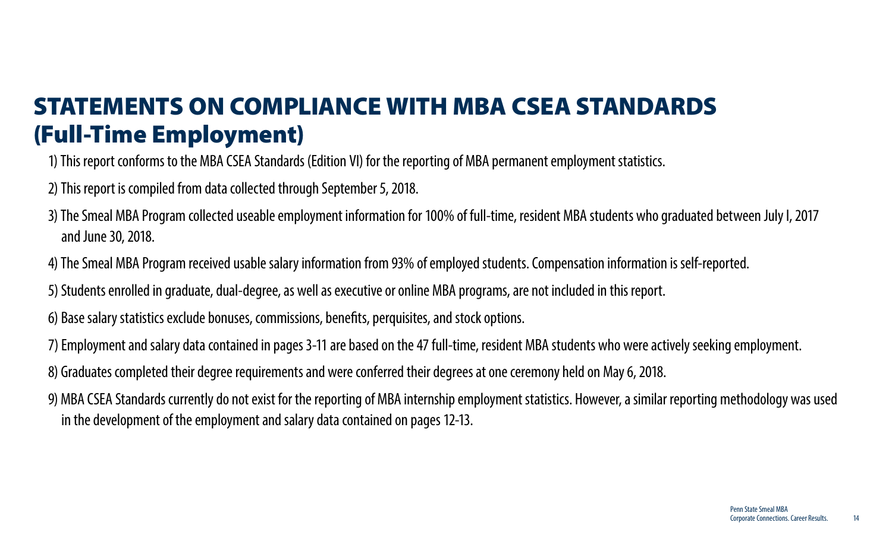# STATEMENTS ON COMPLIANCE WITH MBA CSEA STANDARDS (Full-Time Employment)

1) This report conforms to the MBA CSEA Standards (Edition VI) for the reporting of MBA permanent employment statistics.

2) This report is compiled from data collected through September 5, 2018.

3) The Smeal MBA Program collected useable employment information for 100% of full-time, resident MBA students who graduated between July I, 2017 and June 30, 2018.

4) The Smeal MBA Program received usable salary information from 93% of employed students. Compensation information is self-reported.

5) Students enrolled in graduate, dual-degree, as well as executive or online MBA programs, are not included in this report.

6) Base salary statistics exclude bonuses, commissions, benefits, perquisites, and stock options.

7) Employment and salary data contained in pages 3-11 are based on the 47 full-time, resident MBA students who were actively seeking employment.

8) Graduates completed their degree requirements and were conferred their degrees at one ceremony held on May 6, 2018.

9) MBA CSEA Standards currently do not exist for the reporting of MBA internship employment statistics. However, a similar reporting methodology was used in the development of the employment and salary data contained on pages 12-13.